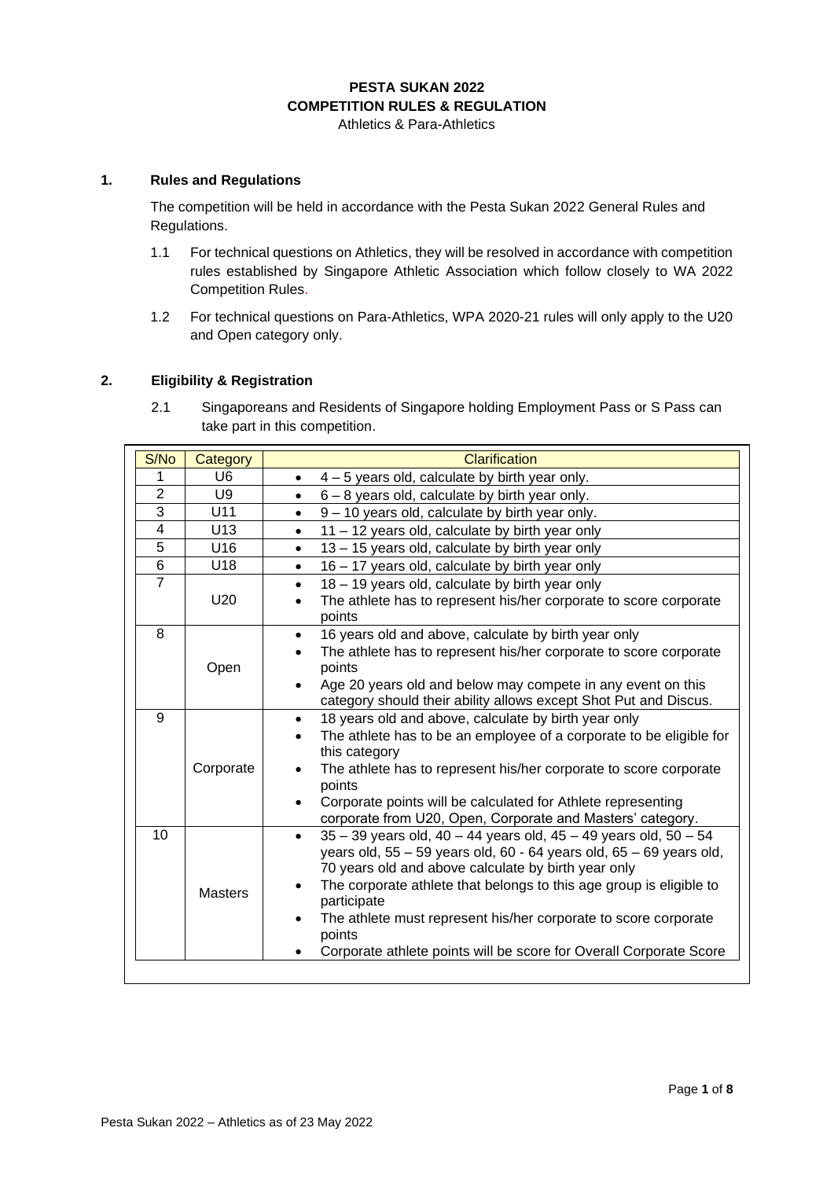**PESTA SUKAN 2022**
**COMPETITION RULES & REGULATION**
Athletics & Para-Athletics

## 1. Rules and Regulations

The competition will be held in accordance with the Pesta Sukan 2022 General Rules and Regulations.

1.1 For technical questions on Athletics, they will be resolved in accordance with competition rules established by Singapore Athletic Association which follow closely to WA 2022 Competition Rules.

1.2 For technical questions on Para-Athletics, WPA 2020-21 rules will only apply to the U20 and Open category only.

## 2. Eligibility & Registration

2.1 Singaporeans and Residents of Singapore holding Employment Pass or S Pass can take part in this competition.

| S/No | Category | Clarification |
|---|---|---|
| 1 | U6 | • 4 – 5 years old, calculate by birth year only. |
| 2 | U9 | • 6 – 8 years old, calculate by birth year only. |
| 3 | U11 | • 9 – 10 years old, calculate by birth year only. |
| 4 | U13 | • 11 – 12 years old, calculate by birth year only |
| 5 | U16 | • 13 – 15 years old, calculate by birth year only |
| 6 | U18 | • 16 – 17 years old, calculate by birth year only |
| 7 | U20 | • 18 – 19 years old, calculate by birth year only<br>• The athlete has to represent his/her corporate to score corporate points |
| 8 | Open | • 16 years old and above, calculate by birth year only<br>• The athlete has to represent his/her corporate to score corporate points<br>• Age 20 years old and below may compete in any event on this category should their ability allows except Shot Put and Discus. |
| 9 | Corporate | • 18 years old and above, calculate by birth year only<br>• The athlete has to be an employee of a corporate to be eligible for this category<br>• The athlete has to represent his/her corporate to score corporate points<br>• Corporate points will be calculated for Athlete representing corporate from U20, Open, Corporate and Masters' category. |
| 10 | Masters | • 35 – 39 years old, 40 – 44 years old, 45 – 49 years old, 50 – 54 years old, 55 – 59 years old, 60 - 64 years old, 65 – 69 years old, 70 years old and above calculate by birth year only<br>• The corporate athlete that belongs to this age group is eligible to participate<br>• The athlete must represent his/her corporate to score corporate points<br>• Corporate athlete points will be score for Overall Corporate Score |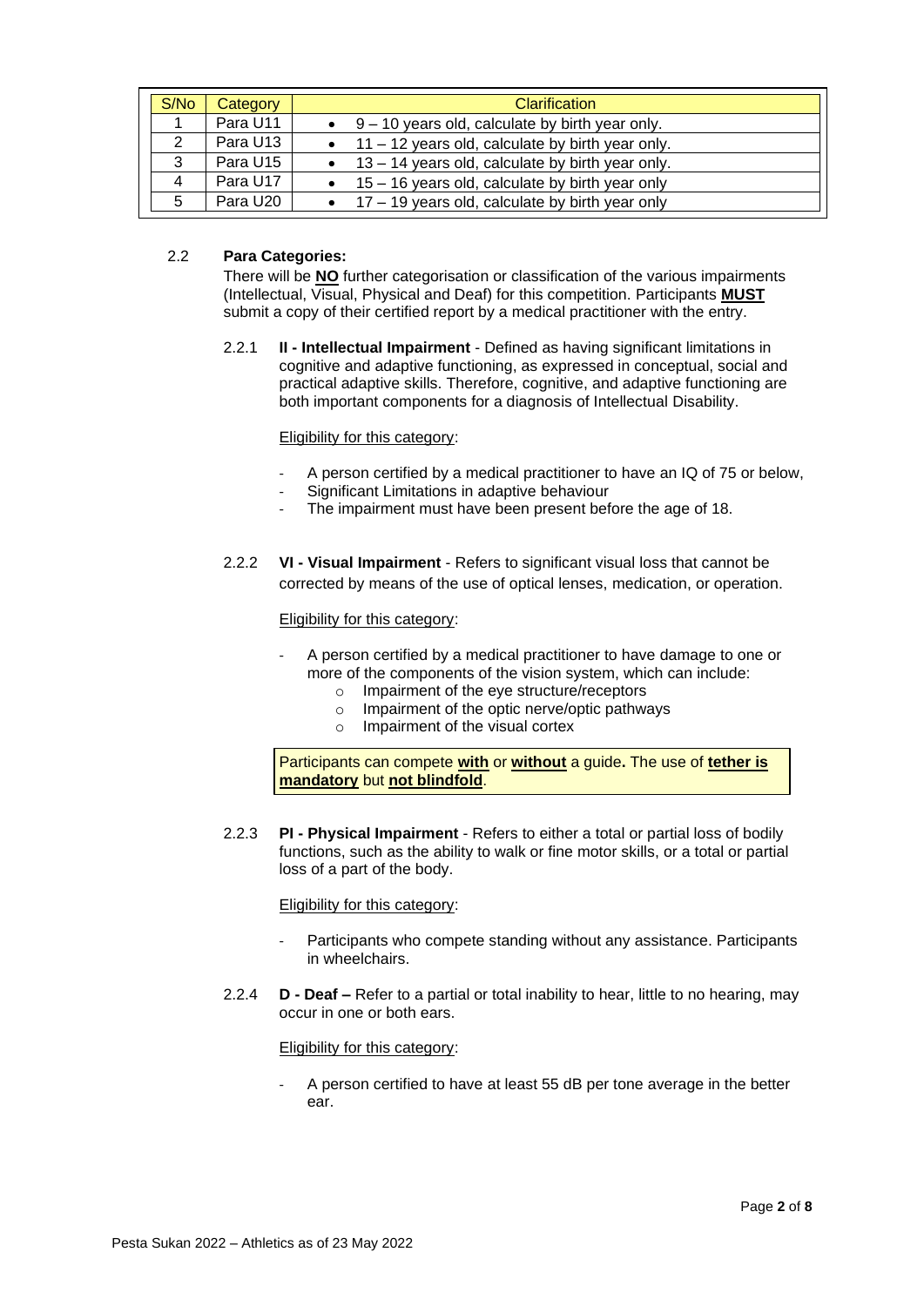| S/No | Category | Clarification |
|---|---|---|
| 1 | Para U11 | • 9 – 10 years old, calculate by birth year only. |
| 2 | Para U13 | • 11 – 12 years old, calculate by birth year only. |
| 3 | Para U15 | • 13 – 14 years old, calculate by birth year only. |
| 4 | Para U17 | • 15 – 16 years old, calculate by birth year only |
| 5 | Para U20 | • 17 – 19 years old, calculate by birth year only |

2.2 **Para Categories:**

There will be **NO** further categorisation or classification of the various impairments (Intellectual, Visual, Physical and Deaf) for this competition. Participants **MUST** submit a copy of their certified report by a medical practitioner with the entry.

2.2.1 **II - Intellectual Impairment** - Defined as having significant limitations in cognitive and adaptive functioning, as expressed in conceptual, social and practical adaptive skills. Therefore, cognitive, and adaptive functioning are both important components for a diagnosis of Intellectual Disability.

Eligibility for this category:

- A person certified by a medical practitioner to have an IQ of 75 or below,
- Significant Limitations in adaptive behaviour
- The impairment must have been present before the age of 18.

2.2.2 **VI - Visual Impairment** - Refers to significant visual loss that cannot be corrected by means of the use of optical lenses, medication, or operation.

Eligibility for this category:

- A person certified by a medical practitioner to have damage to one or more of the components of the vision system, which can include:
  - Impairment of the eye structure/receptors
  - Impairment of the optic nerve/optic pathways
  - Impairment of the visual cortex

Participants can compete **with** or **without** a guide**.** The use of **tether is mandatory** but **not blindfold**.

2.2.3 **PI - Physical Impairment** - Refers to either a total or partial loss of bodily functions, such as the ability to walk or fine motor skills, or a total or partial loss of a part of the body.

Eligibility for this category:

- Participants who compete standing without any assistance. Participants in wheelchairs.

2.2.4 **D - Deaf –** Refer to a partial or total inability to hear, little to no hearing, may occur in one or both ears.

Eligibility for this category:

- A person certified to have at least 55 dB per tone average in the better ear.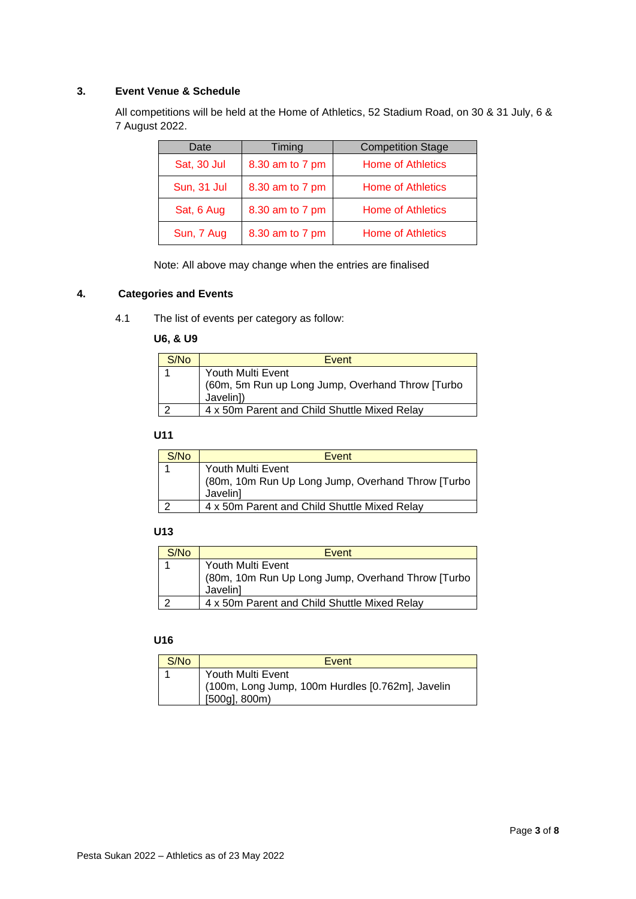## 3. Event Venue & Schedule

All competitions will be held at the Home of Athletics, 52 Stadium Road, on 30 & 31 July, 6 & 7 August 2022.

| Date | Timing | Competition Stage |
|---|---|---|
| Sat, 30 Jul | 8.30 am to 7 pm | Home of Athletics |
| Sun, 31 Jul | 8.30 am to 7 pm | Home of Athletics |
| Sat, 6 Aug | 8.30 am to 7 pm | Home of Athletics |
| Sun, 7 Aug | 8.30 am to 7 pm | Home of Athletics |

Note: All above may change when the entries are finalised

## 4. Categories and Events

4.1 The list of events per category as follow:

**U6, & U9**

| S/No | Event |
|---|---|
| 1 | Youth Multi Event (60m, 5m Run up Long Jump, Overhand Throw [Turbo Javelin]) |
| 2 | 4 x 50m Parent and Child Shuttle Mixed Relay |

**U11**

| S/No | Event |
|---|---|
| 1 | Youth Multi Event (80m, 10m Run Up Long Jump, Overhand Throw [Turbo Javelin] |
| 2 | 4 x 50m Parent and Child Shuttle Mixed Relay |

**U13**

| S/No | Event |
|---|---|
| 1 | Youth Multi Event (80m, 10m Run Up Long Jump, Overhand Throw [Turbo Javelin] |
| 2 | 4 x 50m Parent and Child Shuttle Mixed Relay |

**U16**

| S/No | Event |
|---|---|
| 1 | Youth Multi Event (100m, Long Jump, 100m Hurdles [0.762m], Javelin [500g], 800m) |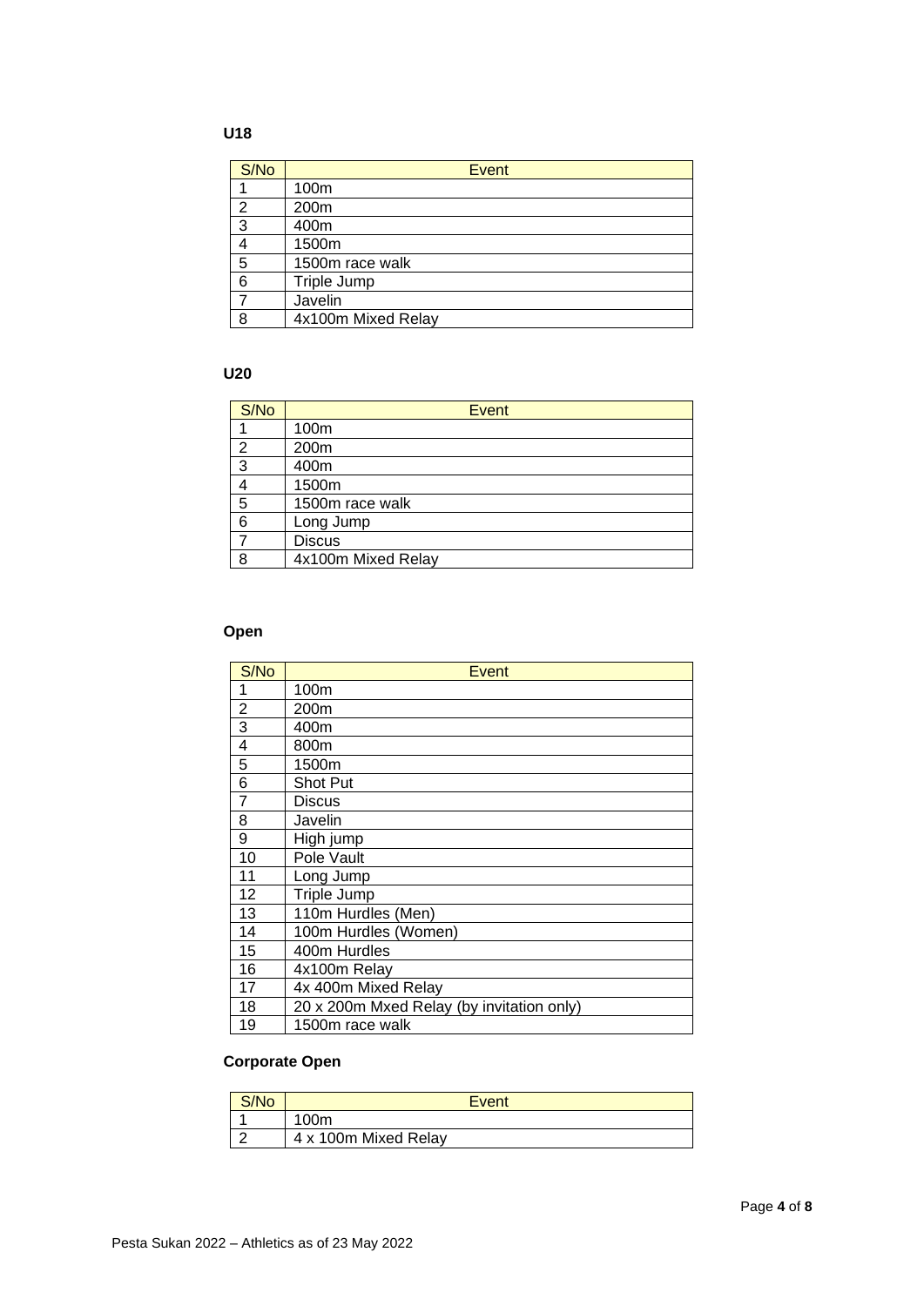**U18**

| S/No | Event |
|---|---|
| 1 | 100m |
| 2 | 200m |
| 3 | 400m |
| 4 | 1500m |
| 5 | 1500m race walk |
| 6 | Triple Jump |
| 7 | Javelin |
| 8 | 4x100m Mixed Relay |

**U20**

| S/No | Event |
|---|---|
| 1 | 100m |
| 2 | 200m |
| 3 | 400m |
| 4 | 1500m |
| 5 | 1500m race walk |
| 6 | Long Jump |
| 7 | Discus |
| 8 | 4x100m Mixed Relay |

**Open**

| S/No | Event |
|---|---|
| 1 | 100m |
| 2 | 200m |
| 3 | 400m |
| 4 | 800m |
| 5 | 1500m |
| 6 | Shot Put |
| 7 | Discus |
| 8 | Javelin |
| 9 | High jump |
| 10 | Pole Vault |
| 11 | Long Jump |
| 12 | Triple Jump |
| 13 | 110m Hurdles (Men) |
| 14 | 100m Hurdles (Women) |
| 15 | 400m Hurdles |
| 16 | 4x100m Relay |
| 17 | 4x 400m Mixed Relay |
| 18 | 20 x 200m Mxed Relay (by invitation only) |
| 19 | 1500m race walk |

**Corporate Open**

| S/No | Event |
|---|---|
| 1 | 100m |
| 2 | 4 x 100m Mixed Relay |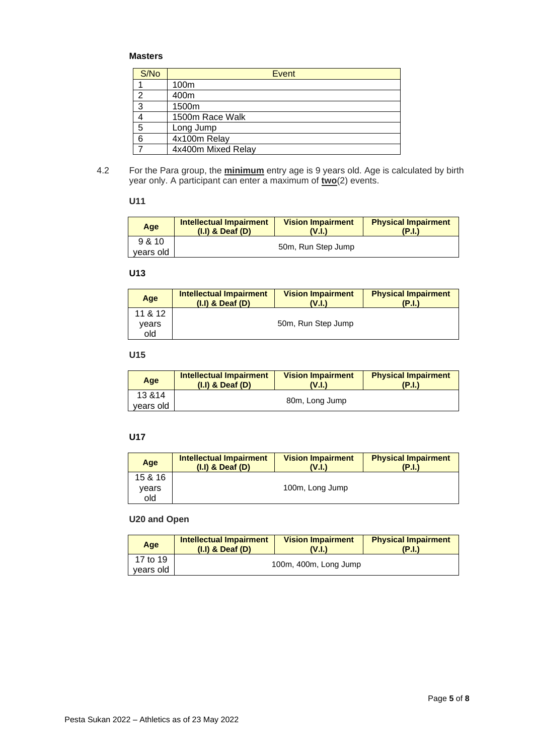**Masters**

| S/No | Event |
| --- | --- |
| 1 | 100m |
| 2 | 400m |
| 3 | 1500m |
| 4 | 1500m Race Walk |
| 5 | Long Jump |
| 6 | 4x100m Relay |
| 7 | 4x400m Mixed Relay |

4.2 For the Para group, the **minimum** entry age is 9 years old. Age is calculated by birth year only. A participant can enter a maximum of **two**(2) events.

**U11**

| Age | Intellectual Impairment (I.I) & Deaf (D) | Vision Impairment (V.I.) | Physical Impairment (P.I.) |
| --- | --- | --- | --- |
| 9 & 10 years old | 50m, Run Step Jump | | |

**U13**

| Age | Intellectual Impairment (I.I) & Deaf (D) | Vision Impairment (V.I.) | Physical Impairment (P.I.) |
| --- | --- | --- | --- |
| 11 & 12 years old | 50m, Run Step Jump | | |

**U15**

| Age | Intellectual Impairment (I.I) & Deaf (D) | Vision Impairment (V.I.) | Physical Impairment (P.I.) |
| --- | --- | --- | --- |
| 13 &14 years old | 80m, Long Jump | | |

**U17**

| Age | Intellectual Impairment (I.I) & Deaf (D) | Vision Impairment (V.I.) | Physical Impairment (P.I.) |
| --- | --- | --- | --- |
| 15 & 16 years old | 100m, Long Jump | | |

**U20 and Open**

| Age | Intellectual Impairment (I.I) & Deaf (D) | Vision Impairment (V.I.) | Physical Impairment (P.I.) |
| --- | --- | --- | --- |
| 17 to 19 years old | 100m, 400m, Long Jump | | |

Pesta Sukan 2022 – Athletics as of 23 May 2022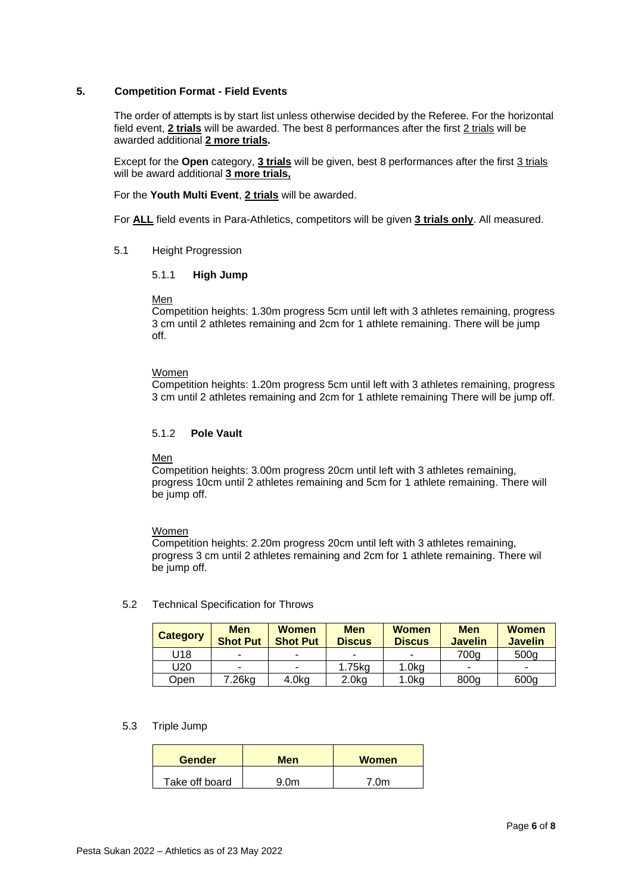## 5. Competition Format - Field Events

The order of attempts is by start list unless otherwise decided by the Referee. For the horizontal field event, **2 trials** will be awarded. The best 8 performances after the first 2 trials will be awarded additional **2 more trials.**

Except for the **Open** category, **3 trials** will be given, best 8 performances after the first 3 trials will be award additional **3 more trials,**

For the **Youth Multi Event**, **2 trials** will be awarded.

For **ALL** field events in Para-Athletics, competitors will be given **3 trials only**. All measured.

### 5.1 Height Progression

#### 5.1.1 High Jump

Men

Competition heights: 1.30m progress 5cm until left with 3 athletes remaining, progress 3 cm until 2 athletes remaining and 2cm for 1 athlete remaining. There will be jump off.

Women

Competition heights: 1.20m progress 5cm until left with 3 athletes remaining, progress 3 cm until 2 athletes remaining and 2cm for 1 athlete remaining There will be jump off.

#### 5.1.2 Pole Vault

Men

Competition heights: 3.00m progress 20cm until left with 3 athletes remaining, progress 10cm until 2 athletes remaining and 5cm for 1 athlete remaining. There will be jump off.

Women

Competition heights: 2.20m progress 20cm until left with 3 athletes remaining, progress 3 cm until 2 athletes remaining and 2cm for 1 athlete remaining. There wil be jump off.

### 5.2 Technical Specification for Throws

| Category | Men Shot Put | Women Shot Put | Men Discus | Women Discus | Men Javelin | Women Javelin |
|---|---|---|---|---|---|---|
| U18 | - | - | - | - | 700g | 500g |
| U20 | - | - | 1.75kg | 1.0kg | - | - |
| Open | 7.26kg | 4.0kg | 2.0kg | 1.0kg | 800g | 600g |

### 5.3 Triple Jump

| Gender | Men | Women |
|---|---|---|
| Take off board | 9.0m | 7.0m |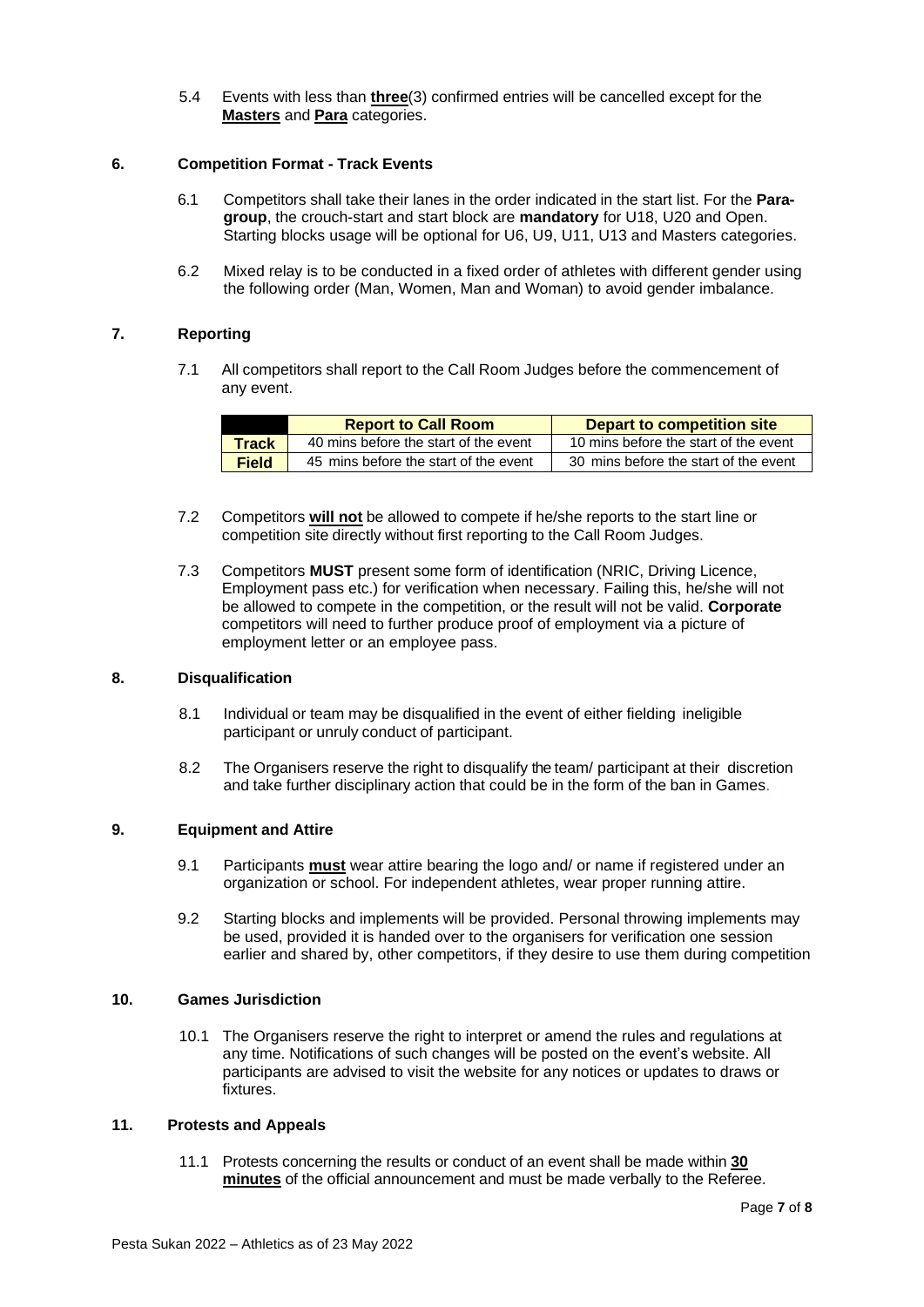5.4 Events with less than **three**(3) confirmed entries will be cancelled except for the **Masters** and **Para** categories.

## 6. Competition Format - Track Events

6.1 Competitors shall take their lanes in the order indicated in the start list. For the **Para-group**, the crouch-start and start block are **mandatory** for U18, U20 and Open. Starting blocks usage will be optional for U6, U9, U11, U13 and Masters categories.

6.2 Mixed relay is to be conducted in a fixed order of athletes with different gender using the following order (Man, Women, Man and Woman) to avoid gender imbalance.

## 7. Reporting

7.1 All competitors shall report to the Call Room Judges before the commencement of any event.

| | **Report to Call Room** | **Depart to competition site** |
|---|---|---|
| **Track** | 40 mins before the start of the event | 10 mins before the start of the event |
| **Field** | 45 mins before the start of the event | 30 mins before the start of the event |

7.2 Competitors **will not** be allowed to compete if he/she reports to the start line or competition site directly without first reporting to the Call Room Judges.

7.3 Competitors **MUST** present some form of identification (NRIC, Driving Licence, Employment pass etc.) for verification when necessary. Failing this, he/she will not be allowed to compete in the competition, or the result will not be valid. **Corporate** competitors will need to further produce proof of employment via a picture of employment letter or an employee pass.

## 8. Disqualification

8.1 Individual or team may be disqualified in the event of either fielding ineligible participant or unruly conduct of participant.

8.2 The Organisers reserve the right to disqualify the team/ participant at their discretion and take further disciplinary action that could be in the form of the ban in Games.

## 9. Equipment and Attire

9.1 Participants **must** wear attire bearing the logo and/ or name if registered under an organization or school. For independent athletes, wear proper running attire.

9.2 Starting blocks and implements will be provided. Personal throwing implements may be used, provided it is handed over to the organisers for verification one session earlier and shared by, other competitors, if they desire to use them during competition

## 10. Games Jurisdiction

10.1 The Organisers reserve the right to interpret or amend the rules and regulations at any time. Notifications of such changes will be posted on the event's website. All participants are advised to visit the website for any notices or updates to draws or fixtures.

## 11. Protests and Appeals

11.1 Protests concerning the results or conduct of an event shall be made within **30 minutes** of the official announcement and must be made verbally to the Referee.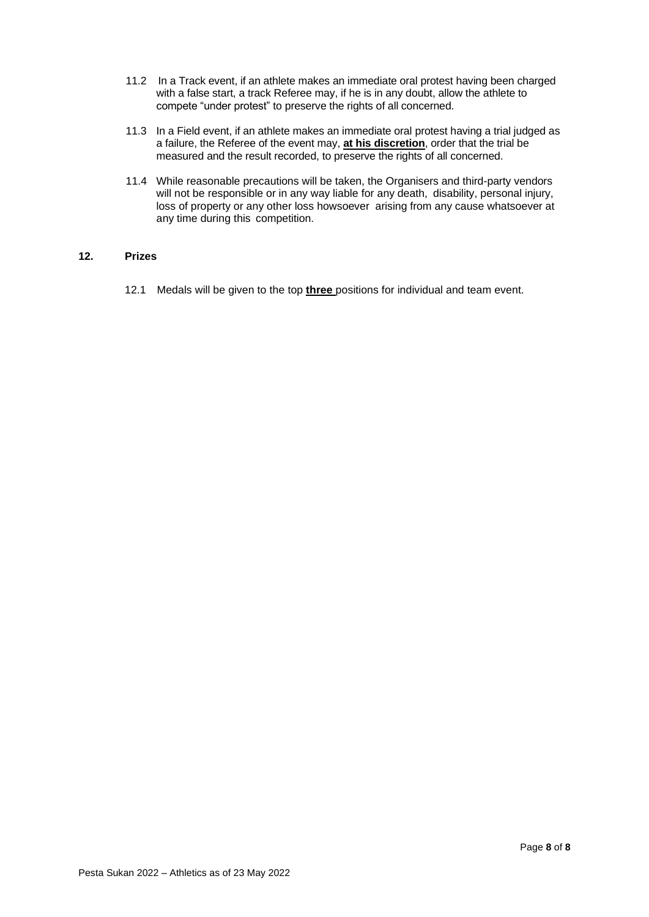11.2 In a Track event, if an athlete makes an immediate oral protest having been charged with a false start, a track Referee may, if he is in any doubt, allow the athlete to compete "under protest" to preserve the rights of all concerned.

11.3 In a Field event, if an athlete makes an immediate oral protest having a trial judged as a failure, the Referee of the event may, **at his discretion**, order that the trial be measured and the result recorded, to preserve the rights of all concerned.

11.4 While reasonable precautions will be taken, the Organisers and third-party vendors will not be responsible or in any way liable for any death, disability, personal injury, loss of property or any other loss howsoever arising from any cause whatsoever at any time during this competition.

## 12. Prizes

12.1 Medals will be given to the top **three** positions for individual and team event.